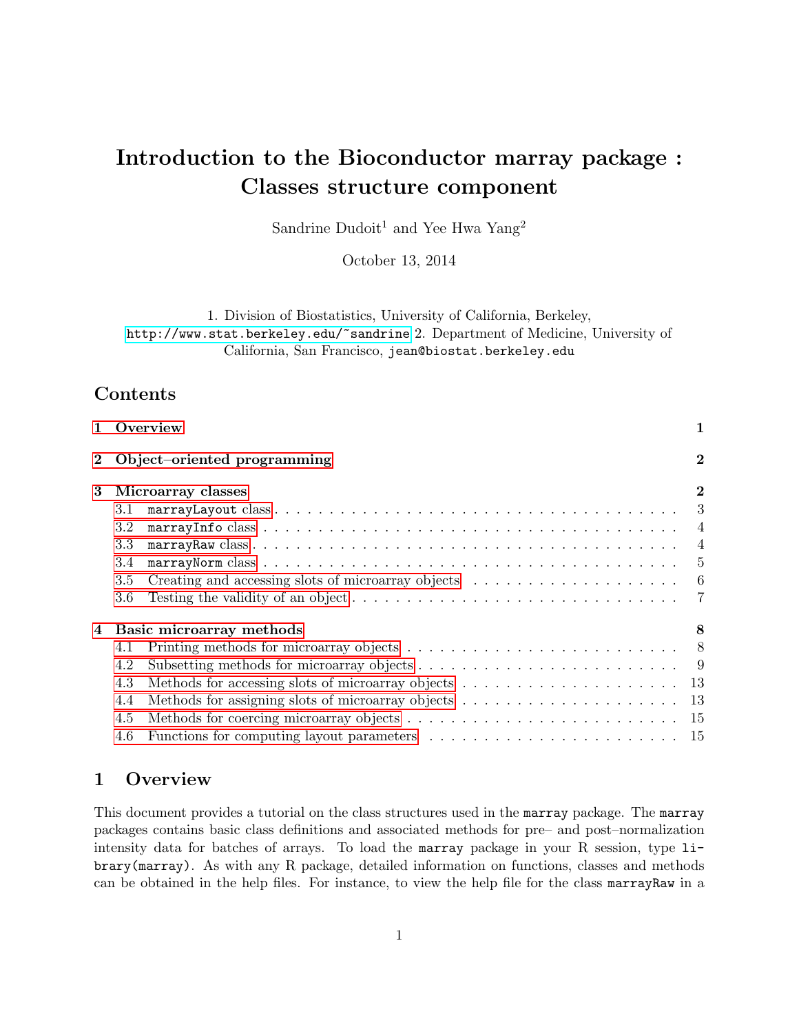# Introduction to the Bioconductor marray package : Classes structure component

Sandrine Dudoit[1] and Yee Hwa Yang[2]

October 13, 2014

1. Division of Biostatistics, University of California, Berkeley, http://www.stat.berkeley.edu/~sandrine 2. Department of Medicine, University of California, San Francisco, jean@biostat.berkeley.edu

## Contents

- 1 Overview — 1
- 2 Object–oriented programming — 2
- 3 Microarray classes — 2
  - 3.1 `marrayLayout` class — 3
  - 3.2 `marrayInfo` class — 4
  - 3.3 `marrayRaw` class — 4
  - 3.4 `marrayNorm` class — 5
  - 3.5 Creating and accessing slots of microarray objects — 6
  - 3.6 Testing the validity of an object — 7
- 4 Basic microarray methods — 8
  - 4.1 Printing methods for microarray objects — 8
  - 4.2 Subsetting methods for microarray objects — 9
  - 4.3 Methods for accessing slots of microarray objects — 13
  - 4.4 Methods for assigning slots of microarray objects — 13
  - 4.5 Methods for coercing microarray objects — 15
  - 4.6 Functions for computing layout parameters — 15

## 1 Overview

This document provides a tutorial on the class structures used in the `marray` package. The `marray` packages contains basic class definitions and associated methods for pre– and post–normalization intensity data for batches of arrays. To load the `marray` package in your R session, type `library(marray)`. As with any R package, detailed information on functions, classes and methods can be obtained in the help files. For instance, to view the help file for the class `marrayRaw` in a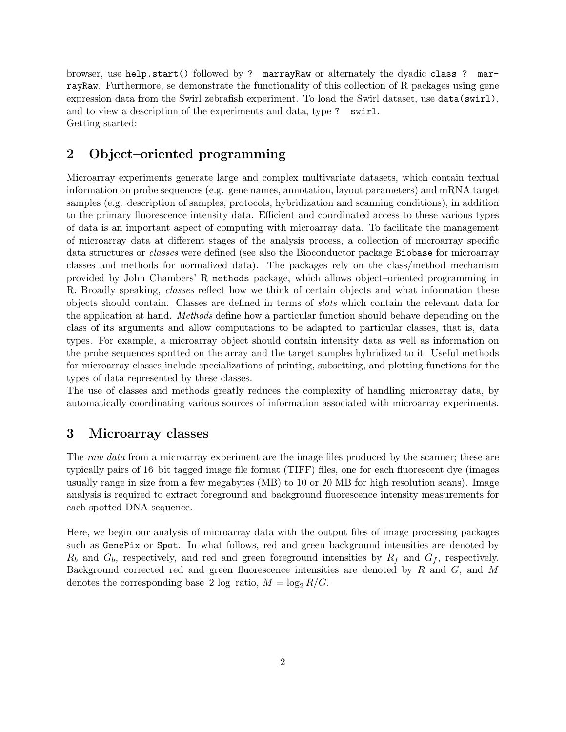browser, use `help.start()` followed by `? marrayRaw` or alternately the dyadic `class ? marrayRaw`. Furthermore, se demonstrate the functionality of this collection of R packages using gene expression data from the Swirl zebrafish experiment. To load the Swirl dataset, use `data(swirl)`, and to view a description of the experiments and data, type `? swirl`.
Getting started:

## 2 Object–oriented programming

Microarray experiments generate large and complex multivariate datasets, which contain textual information on probe sequences (e.g. gene names, annotation, layout parameters) and mRNA target samples (e.g. description of samples, protocols, hybridization and scanning conditions), in addition to the primary fluorescence intensity data. Efficient and coordinated access to these various types of data is an important aspect of computing with microarray data. To facilitate the management of microarray data at different stages of the analysis process, a collection of microarray specific data structures or *classes* were defined (see also the Bioconductor package `Biobase` for microarray classes and methods for normalized data). The packages rely on the class/method mechanism provided by John Chambers' R `methods` package, which allows object–oriented programming in R. Broadly speaking, *classes* reflect how we think of certain objects and what information these objects should contain. Classes are defined in terms of *slots* which contain the relevant data for the application at hand. *Methods* define how a particular function should behave depending on the class of its arguments and allow computations to be adapted to particular classes, that is, data types. For example, a microarray object should contain intensity data as well as information on the probe sequences spotted on the array and the target samples hybridized to it. Useful methods for microarray classes include specializations of printing, subsetting, and plotting functions for the types of data represented by these classes.
The use of classes and methods greatly reduces the complexity of handling microarray data, by automatically coordinating various sources of information associated with microarray experiments.

## 3 Microarray classes

The *raw data* from a microarray experiment are the image files produced by the scanner; these are typically pairs of 16–bit tagged image file format (TIFF) files, one for each fluorescent dye (images usually range in size from a few megabytes (MB) to 10 or 20 MB for high resolution scans). Image analysis is required to extract foreground and background fluorescence intensity measurements for each spotted DNA sequence.

Here, we begin our analysis of microarray data with the output files of image processing packages such as `GenePix` or `Spot`. In what follows, red and green background intensities are denoted by $R_b$ and $G_b$, respectively, and red and green foreground intensities by $R_f$ and $G_f$, respectively. Background–corrected red and green fluorescence intensities are denoted by $R$ and $G$, and $M$ denotes the corresponding base–2 log–ratio, $M = \log_2 R/G$.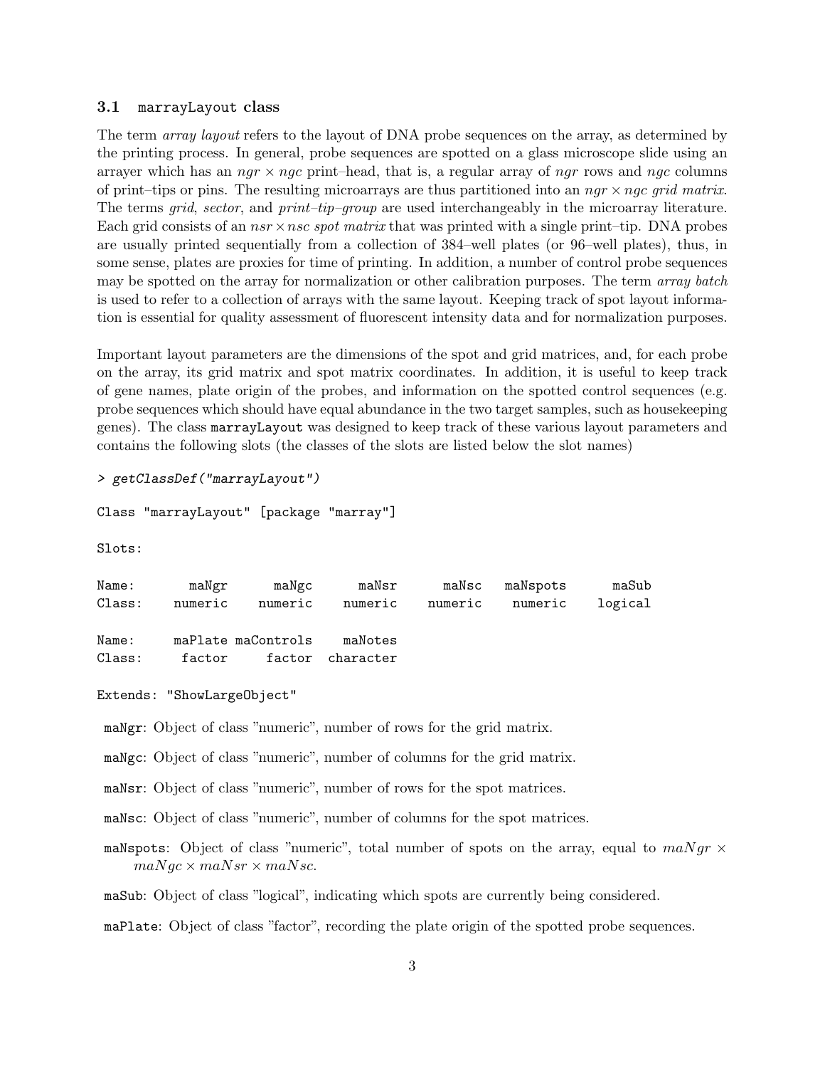### 3.1 marrayLayout class

The term *array layout* refers to the layout of DNA probe sequences on the array, as determined by the printing process. In general, probe sequences are spotted on a glass microscope slide using an arrayer which has an $ngr \times ngc$ print–head, that is, a regular array of $ngr$ rows and $ngc$ columns of print–tips or pins. The resulting microarrays are thus partitioned into an $ngr \times ngc$ *grid matrix*. The terms *grid*, *sector*, and *print–tip–group* are used interchangeably in the microarray literature. Each grid consists of an $nsr \times nsc$ *spot matrix* that was printed with a single print–tip. DNA probes are usually printed sequentially from a collection of 384–well plates (or 96–well plates), thus, in some sense, plates are proxies for time of printing. In addition, a number of control probe sequences may be spotted on the array for normalization or other calibration purposes. The term *array batch* is used to refer to a collection of arrays with the same layout. Keeping track of spot layout information is essential for quality assessment of fluorescent intensity data and for normalization purposes.

Important layout parameters are the dimensions of the spot and grid matrices, and, for each probe on the array, its grid matrix and spot matrix coordinates. In addition, it is useful to keep track of gene names, plate origin of the probes, and information on the spotted control sequences (e.g. probe sequences which should have equal abundance in the two target samples, such as housekeeping genes). The class `marrayLayout` was designed to keep track of these various layout parameters and contains the following slots (the classes of the slots are listed below the slot names)

```
> getClassDef("marrayLayout")

Class "marrayLayout" [package "marray"]

Slots:

Name:       maNgr      maNgc      maNsr      maNsc   maNspots      maSub
Class:    numeric    numeric    numeric    numeric    numeric    logical

Name:     maPlate maControls    maNotes
Class:     factor     factor  character

Extends: "ShowLargeObject"
```

- `maNgr`: Object of class "numeric", number of rows for the grid matrix.
- `maNgc`: Object of class "numeric", number of columns for the grid matrix.
- `maNsr`: Object of class "numeric", number of rows for the spot matrices.
- `maNsc`: Object of class "numeric", number of columns for the spot matrices.
- `maNspots`: Object of class "numeric", total number of spots on the array, equal to $maNgr \times maNgc \times maNsr \times maNsc$.
- `maSub`: Object of class "logical", indicating which spots are currently being considered.
- `maPlate`: Object of class "factor", recording the plate origin of the spotted probe sequences.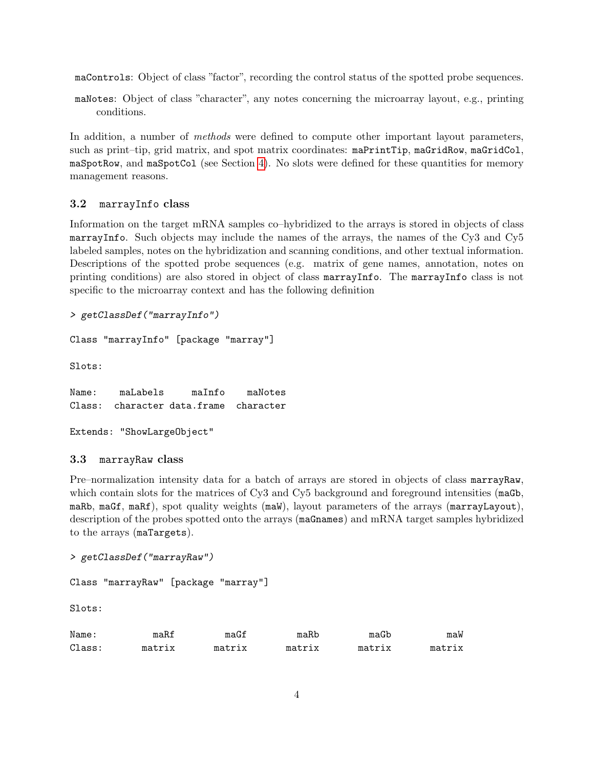- `maControls`: Object of class "factor", recording the control status of the spotted probe sequences.
- `maNotes`: Object of class "character", any notes concerning the microarray layout, e.g., printing conditions.

In addition, a number of *methods* were defined to compute other important layout parameters, such as print–tip, grid matrix, and spot matrix coordinates: `maPrintTip`, `maGridRow`, `maGridCol`, `maSpotRow`, and `maSpotCol` (see Section 4). No slots were defined for these quantities for memory management reasons.

### 3.2 `marrayInfo` class

Information on the target mRNA samples co–hybridized to the arrays is stored in objects of class `marrayInfo`. Such objects may include the names of the arrays, the names of the Cy3 and Cy5 labeled samples, notes on the hybridization and scanning conditions, and other textual information. Descriptions of the spotted probe sequences (e.g. matrix of gene names, annotation, notes on printing conditions) are also stored in object of class `marrayInfo`. The `marrayInfo` class is not specific to the microarray context and has the following definition

```
> getClassDef("marrayInfo")

Class "marrayInfo" [package "marray"]

Slots:

Name:    maLabels     maInfo    maNotes
Class:  character data.frame  character

Extends: "ShowLargeObject"
```

### 3.3 `marrayRaw` class

Pre–normalization intensity data for a batch of arrays are stored in objects of class `marrayRaw`, which contain slots for the matrices of Cy3 and Cy5 background and foreground intensities (`maGb`, `maRb`, `maGf`, `maRf`), spot quality weights (`maW`), layout parameters of the arrays (`marrayLayout`), description of the probes spotted onto the arrays (`maGnames`) and mRNA target samples hybridized to the arrays (`maTargets`).

```
> getClassDef("marrayRaw")

Class "marrayRaw" [package "marray"]

Slots:

Name:          maRf          maGf          maRb          maGb           maW
Class:       matrix        matrix        matrix        matrix        matrix
```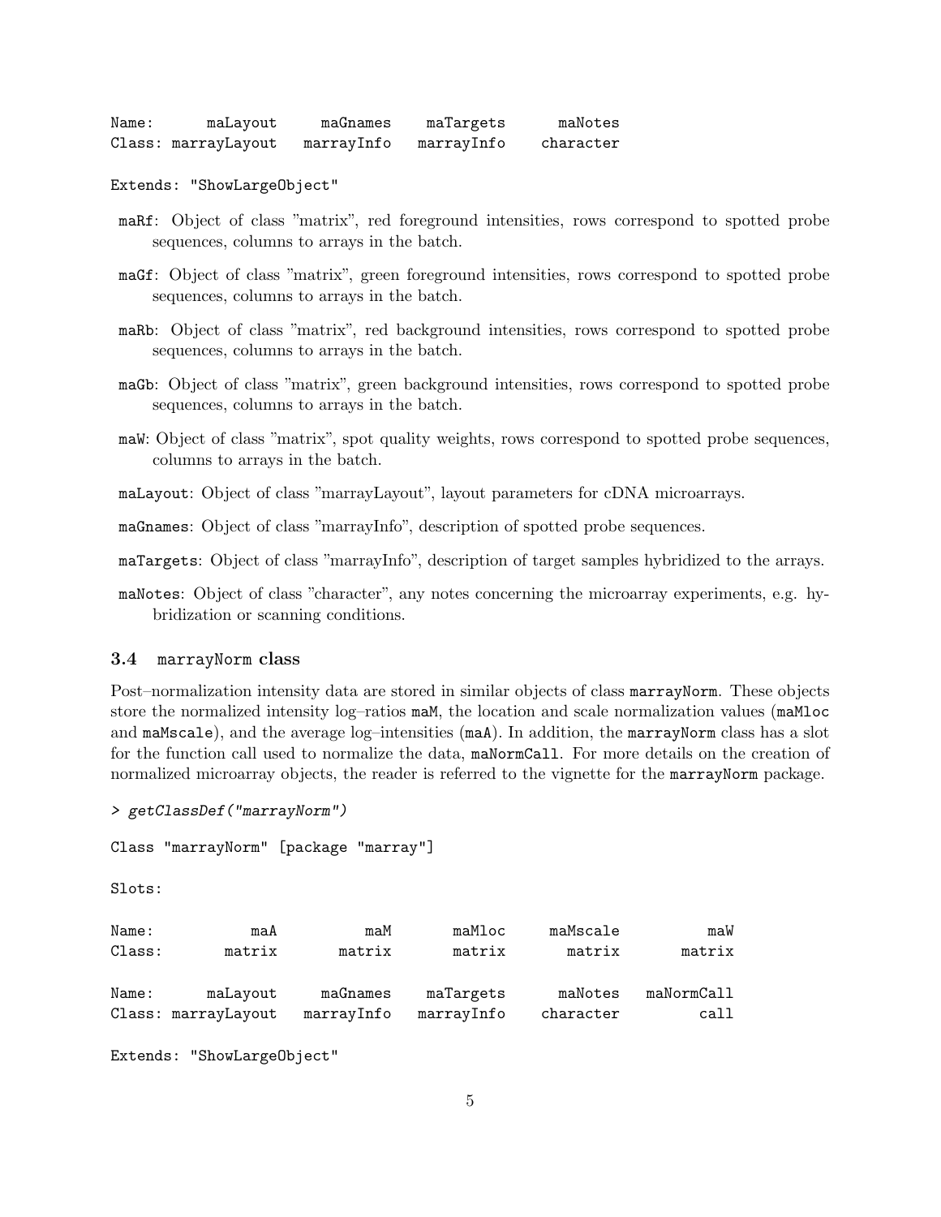```
Name:      maLayout    maGnames   maTargets     maNotes
Class: marrayLayout  marrayInfo  marrayInfo   character

Extends: "ShowLargeObject"
```

- **maRf**: Object of class "matrix", red foreground intensities, rows correspond to spotted probe sequences, columns to arrays in the batch.
- **maGf**: Object of class "matrix", green foreground intensities, rows correspond to spotted probe sequences, columns to arrays in the batch.
- **maRb**: Object of class "matrix", red background intensities, rows correspond to spotted probe sequences, columns to arrays in the batch.
- **maGb**: Object of class "matrix", green background intensities, rows correspond to spotted probe sequences, columns to arrays in the batch.
- **maW**: Object of class "matrix", spot quality weights, rows correspond to spotted probe sequences, columns to arrays in the batch.
- **maLayout**: Object of class "marrayLayout", layout parameters for cDNA microarrays.
- **maGnames**: Object of class "marrayInfo", description of spotted probe sequences.
- **maTargets**: Object of class "marrayInfo", description of target samples hybridized to the arrays.
- **maNotes**: Object of class "character", any notes concerning the microarray experiments, e.g. hybridization or scanning conditions.

### 3.4 marrayNorm class

Post–normalization intensity data are stored in similar objects of class `marrayNorm`. These objects store the normalized intensity log–ratios `maM`, the location and scale normalization values (`maMloc` and `maMscale`), and the average log–intensities (`maA`). In addition, the `marrayNorm` class has a slot for the function call used to normalize the data, `maNormCall`. For more details on the creation of normalized microarray objects, the reader is referred to the vignette for the `marrayNorm` package.

```
> getClassDef("marrayNorm")

Class "marrayNorm" [package "marray"]

Slots:

Name:           maA          maM       maMloc     maMscale          maW
Class:       matrix       matrix       matrix       matrix       matrix

Name:      maLayout     maGnames    maTargets      maNotes   maNormCall
Class: marrayLayout   marrayInfo   marrayInfo    character         call

Extends: "ShowLargeObject"
```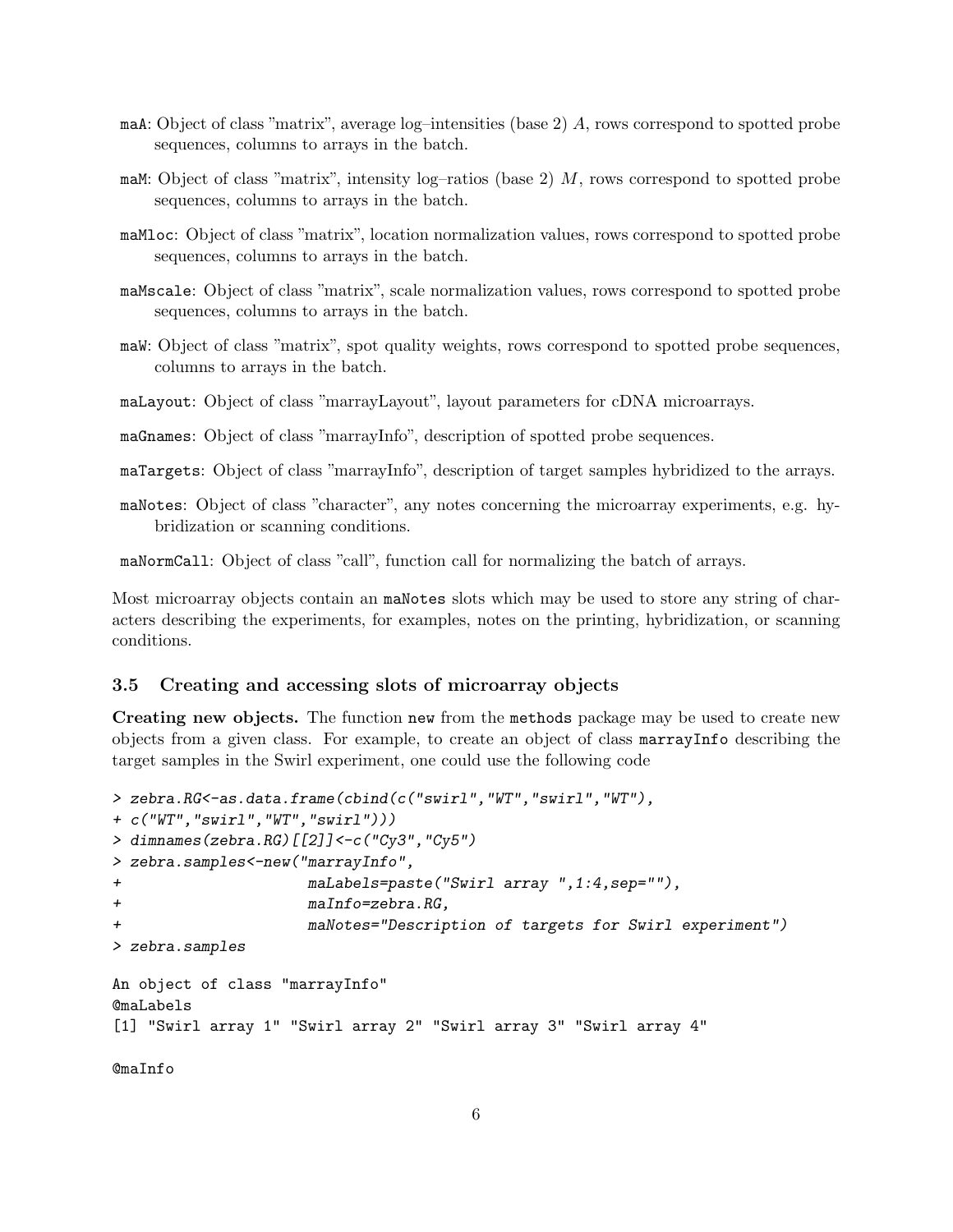- `maA`: Object of class "matrix", average log–intensities (base 2) $A$, rows correspond to spotted probe sequences, columns to arrays in the batch.
- `maM`: Object of class "matrix", intensity log–ratios (base 2) $M$, rows correspond to spotted probe sequences, columns to arrays in the batch.
- `maMloc`: Object of class "matrix", location normalization values, rows correspond to spotted probe sequences, columns to arrays in the batch.
- `maMscale`: Object of class "matrix", scale normalization values, rows correspond to spotted probe sequences, columns to arrays in the batch.
- `maW`: Object of class "matrix", spot quality weights, rows correspond to spotted probe sequences, columns to arrays in the batch.
- `maLayout`: Object of class "marrayLayout", layout parameters for cDNA microarrays.
- `maGnames`: Object of class "marrayInfo", description of spotted probe sequences.
- `maTargets`: Object of class "marrayInfo", description of target samples hybridized to the arrays.
- `maNotes`: Object of class "character", any notes concerning the microarray experiments, e.g. hybridization or scanning conditions.
- `maNormCall`: Object of class "call", function call for normalizing the batch of arrays.

Most microarray objects contain an `maNotes` slots which may be used to store any string of characters describing the experiments, for examples, notes on the printing, hybridization, or scanning conditions.

### 3.5 Creating and accessing slots of microarray objects

**Creating new objects.** The function `new` from the `methods` package may be used to create new objects from a given class. For example, to create an object of class `marrayInfo` describing the target samples in the Swirl experiment, one could use the following code

```
> zebra.RG<-as.data.frame(cbind(c("swirl","WT","swirl","WT"),
+ c("WT","swirl","WT","swirl")))
> dimnames(zebra.RG)[[2]]<-c("Cy3","Cy5")
> zebra.samples<-new("marrayInfo",
+                    maLabels=paste("Swirl array ",1:4,sep=""),
+                    maInfo=zebra.RG,
+                    maNotes="Description of targets for Swirl experiment")
> zebra.samples

An object of class "marrayInfo"
@maLabels
[1] "Swirl array 1" "Swirl array 2" "Swirl array 3" "Swirl array 4"

@maInfo
```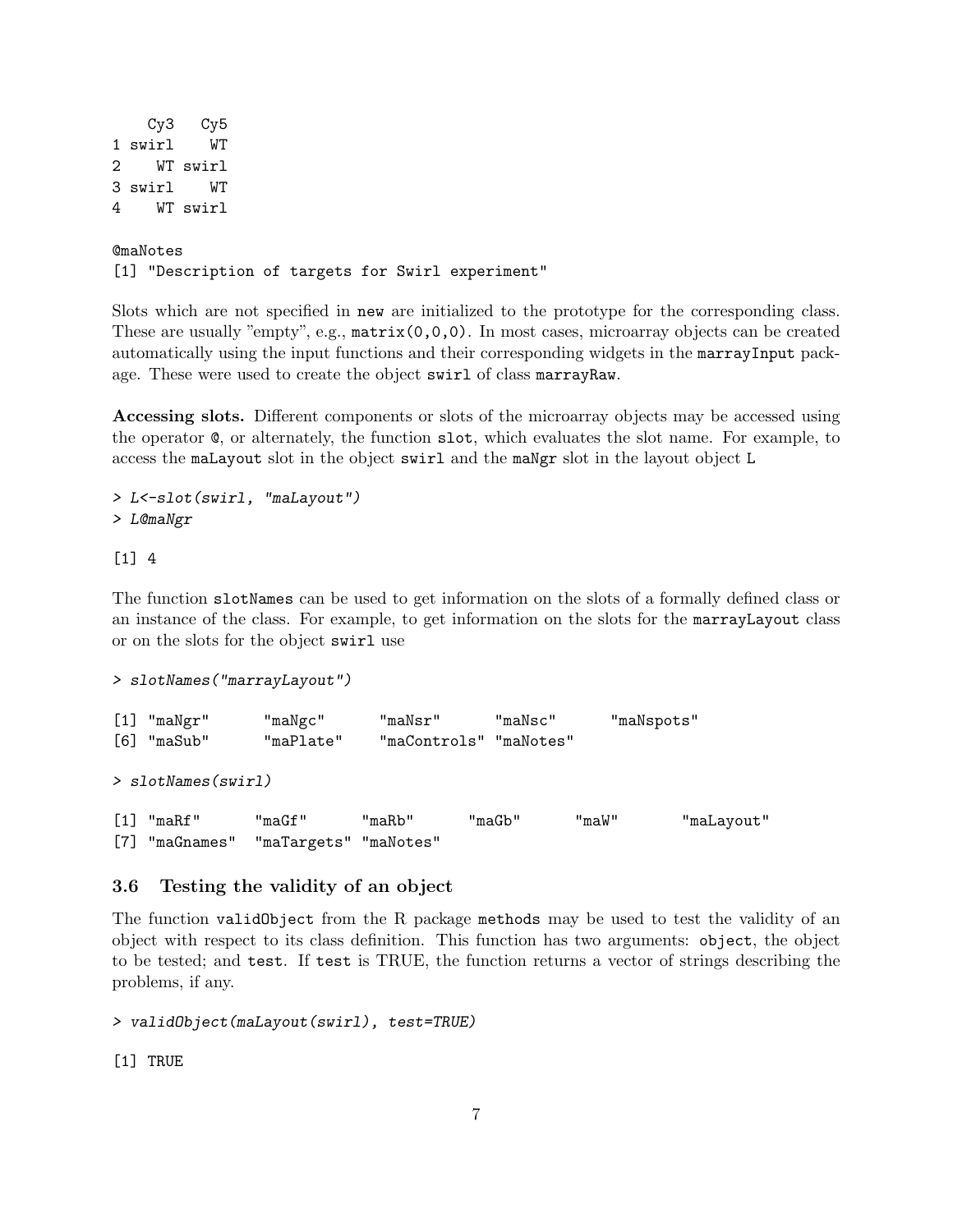```
    Cy3   Cy5
1 swirl    WT
2    WT swirl
3 swirl    WT
4    WT swirl

@maNotes
[1] "Description of targets for Swirl experiment"
```

Slots which are not specified in `new` are initialized to the prototype for the corresponding class. These are usually "empty", e.g., `matrix(0,0,0)`. In most cases, microarray objects can be created automatically using the input functions and their corresponding widgets in the `marrayInput` package. These were used to create the object `swirl` of class `marrayRaw`.

**Accessing slots.** Different components or slots of the microarray objects may be accessed using the operator `@`, or alternately, the function `slot`, which evaluates the slot name. For example, to access the `maLayout` slot in the object `swirl` and the `maNgr` slot in the layout object `L`

```
> L<-slot(swirl, "maLayout")
> L@maNgr

[1] 4
```

The function `slotNames` can be used to get information on the slots of a formally defined class or an instance of the class. For example, to get information on the slots for the `marrayLayout` class or on the slots for the object `swirl` use

```
> slotNames("marrayLayout")

[1] "maNgr"      "maNgc"      "maNsr"      "maNsc"      "maNspots"
[6] "maSub"      "maPlate"    "maControls" "maNotes"

> slotNames(swirl)

[1] "maRf"      "maGf"      "maRb"      "maGb"      "maW"       "maLayout"
[7] "maGnames"  "maTargets" "maNotes"
```

### 3.6 Testing the validity of an object

The function `validObject` from the R package `methods` may be used to test the validity of an object with respect to its class definition. This function has two arguments: `object`, the object to be tested; and `test`. If `test` is TRUE, the function returns a vector of strings describing the problems, if any.

```
> validObject(maLayout(swirl), test=TRUE)

[1] TRUE
```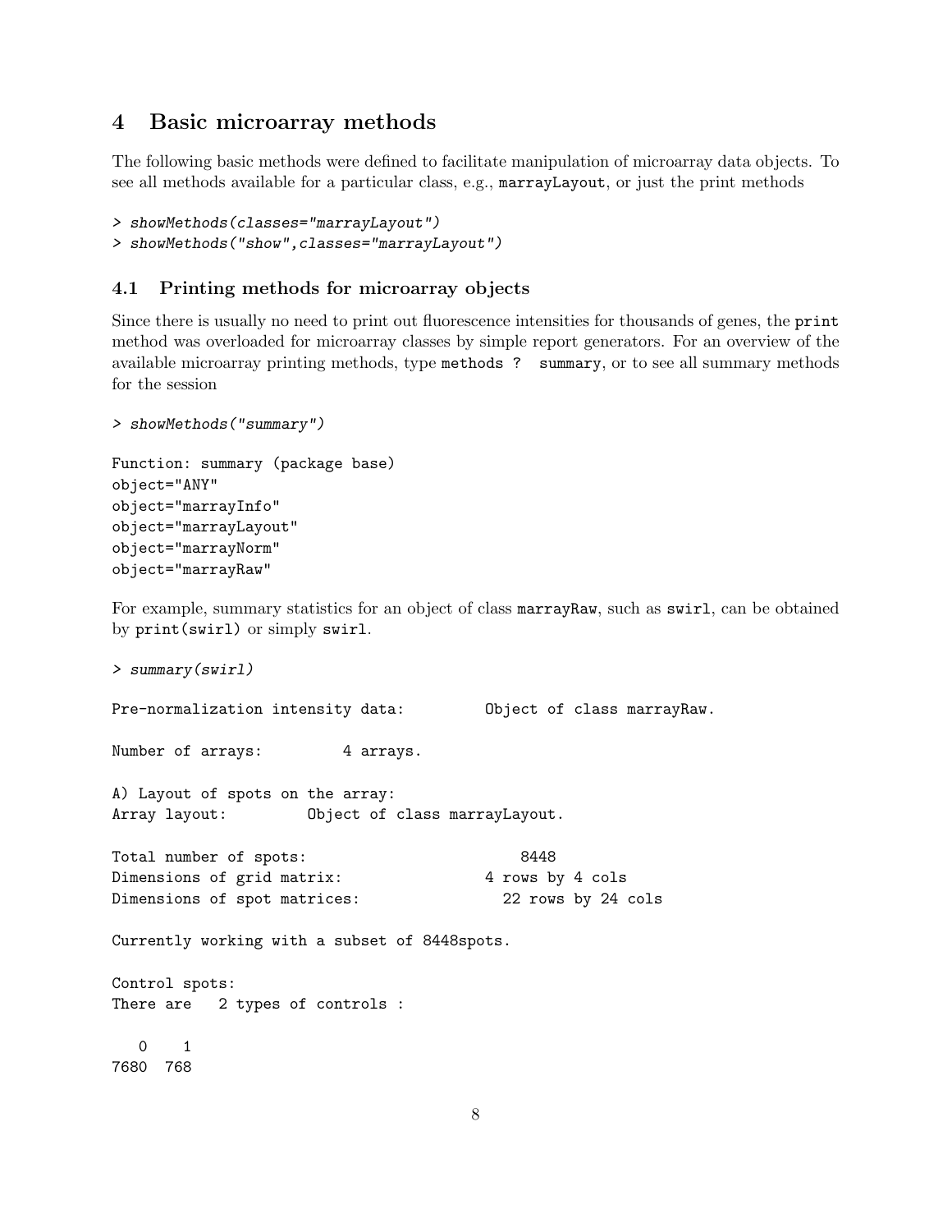## 4 Basic microarray methods

The following basic methods were defined to facilitate manipulation of microarray data objects. To see all methods available for a particular class, e.g., `marrayLayout`, or just the print methods

```
> showMethods(classes="marrayLayout")
> showMethods("show",classes="marrayLayout")
```

### 4.1 Printing methods for microarray objects

Since there is usually no need to print out fluorescence intensities for thousands of genes, the `print` method was overloaded for microarray classes by simple report generators. For an overview of the available microarray printing methods, type `methods ? summary`, or to see all summary methods for the session

```
> showMethods("summary")

Function: summary (package base)
object="ANY"
object="marrayInfo"
object="marrayLayout"
object="marrayNorm"
object="marrayRaw"
```

For example, summary statistics for an object of class `marrayRaw`, such as `swirl`, can be obtained by `print(swirl)` or simply `swirl`.

```
> summary(swirl)

Pre-normalization intensity data:         Object of class marrayRaw.

Number of arrays:         4 arrays.

A) Layout of spots on the array:
Array layout:         Object of class marrayLayout.

Total number of spots:                      8448
Dimensions of grid matrix:              4 rows by 4 cols
Dimensions of spot matrices:              22 rows by 24 cols

Currently working with a subset of 8448spots.

Control spots:
There are   2 types of controls :

   0    1
7680  768
```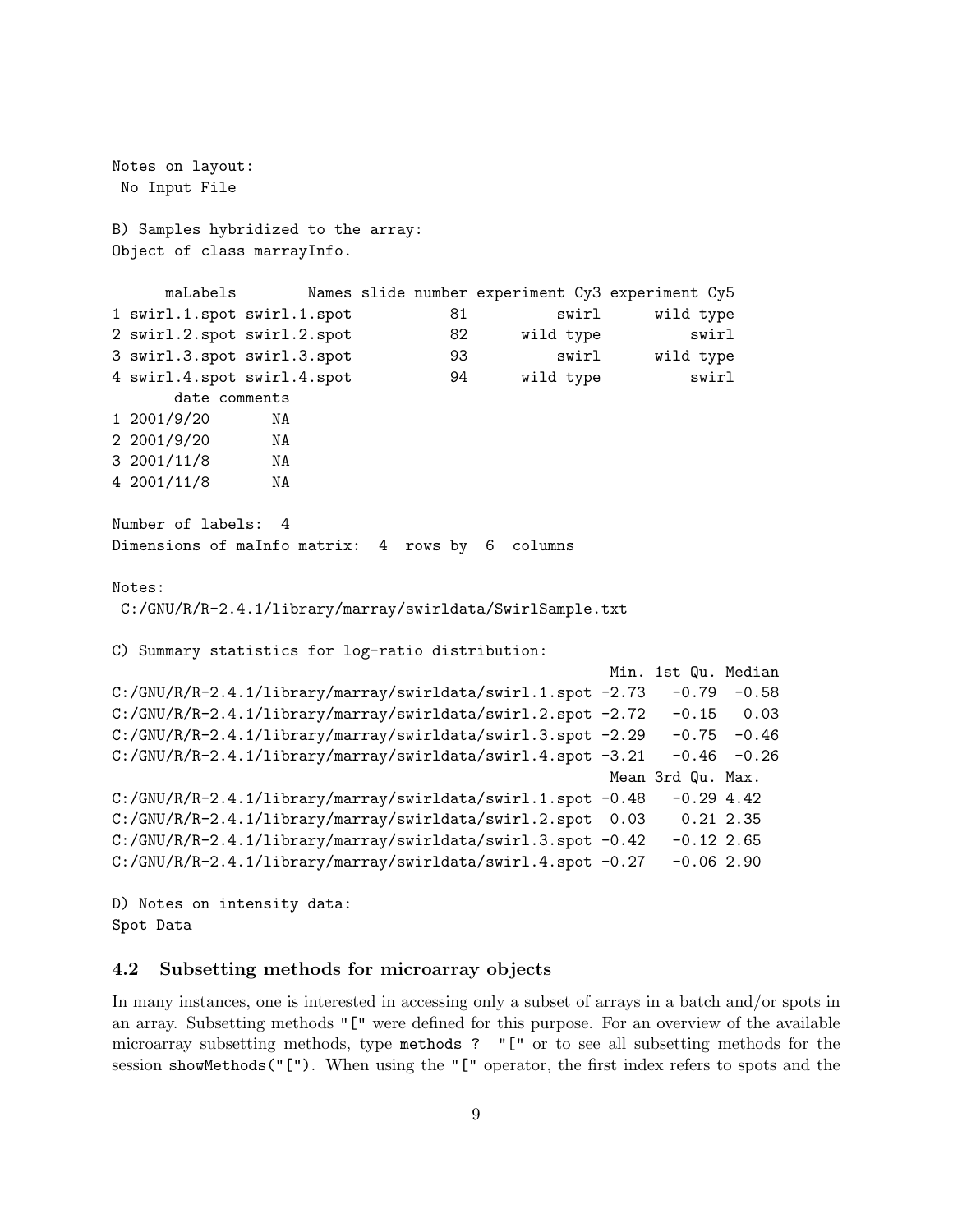```
Notes on layout:
 No Input File

B) Samples hybridized to the array:
Object of class marrayInfo.

      maLabels        Names slide number experiment Cy3 experiment Cy5
1 swirl.1.spot swirl.1.spot           81          swirl      wild type
2 swirl.2.spot swirl.2.spot           82      wild type          swirl
3 swirl.3.spot swirl.3.spot           93          swirl      wild type
4 swirl.4.spot swirl.4.spot           94      wild type          swirl
       date comments
1 2001/9/20       NA
2 2001/9/20       NA
3 2001/11/8       NA
4 2001/11/8       NA

Number of labels:  4
Dimensions of maInfo matrix:  4  rows by  6  columns

Notes:
 C:/GNU/R/R-2.4.1/library/marray/swirldata/SwirlSample.txt

C) Summary statistics for log-ratio distribution:
                                                        Min. 1st Qu. Median
C:/GNU/R/R-2.4.1/library/marray/swirldata/swirl.1.spot -2.73   -0.79  -0.58
C:/GNU/R/R-2.4.1/library/marray/swirldata/swirl.2.spot -2.72   -0.15   0.03
C:/GNU/R/R-2.4.1/library/marray/swirldata/swirl.3.spot -2.29   -0.75  -0.46
C:/GNU/R/R-2.4.1/library/marray/swirldata/swirl.4.spot -3.21   -0.46  -0.26
                                                        Mean 3rd Qu. Max.
C:/GNU/R/R-2.4.1/library/marray/swirldata/swirl.1.spot -0.48   -0.29 4.42
C:/GNU/R/R-2.4.1/library/marray/swirldata/swirl.2.spot  0.03    0.21 2.35
C:/GNU/R/R-2.4.1/library/marray/swirldata/swirl.3.spot -0.42   -0.12 2.65
C:/GNU/R/R-2.4.1/library/marray/swirldata/swirl.4.spot -0.27   -0.06 2.90

D) Notes on intensity data:
Spot Data
```

### 4.2 Subsetting methods for microarray objects

In many instances, one is interested in accessing only a subset of arrays in a batch and/or spots in an array. Subsetting methods "[" were defined for this purpose. For an overview of the available microarray subsetting methods, type `methods ? "["` or to see all subsetting methods for the session `showMethods("[")`. When using the "[" operator, the first index refers to spots and the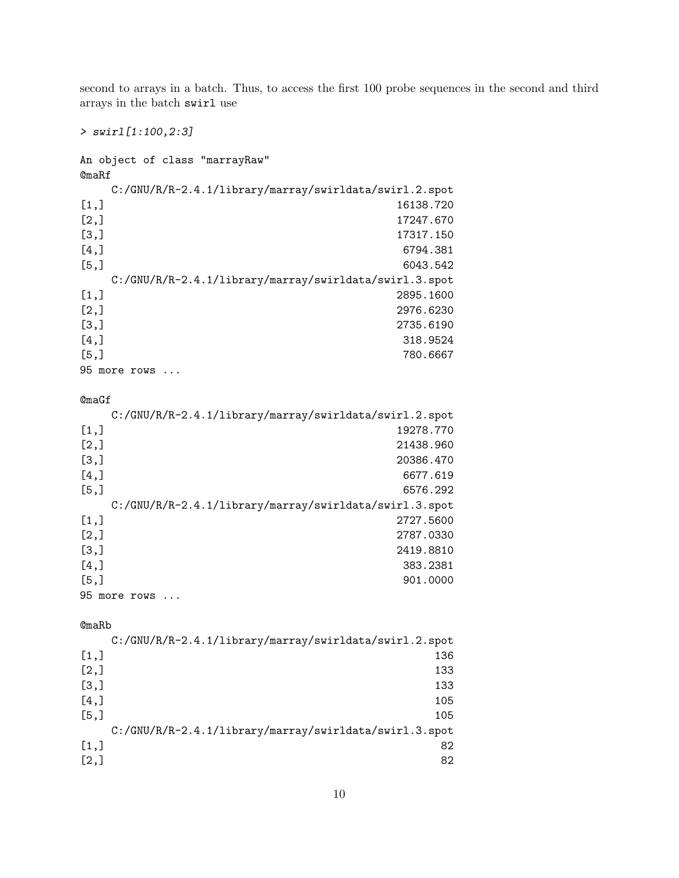second to arrays in a batch. Thus, to access the first 100 probe sequences in the second and third arrays in the batch `swirl` use

```
> swirl[1:100,2:3]

An object of class "marrayRaw"
@maRf
     C:/GNU/R/R-2.4.1/library/marray/swirldata/swirl.2.spot
[1,]                                              16138.720
[2,]                                              17247.670
[3,]                                              17317.150
[4,]                                               6794.381
[5,]                                               6043.542
     C:/GNU/R/R-2.4.1/library/marray/swirldata/swirl.3.spot
[1,]                                              2895.1600
[2,]                                              2976.6230
[3,]                                              2735.6190
[4,]                                               318.9524
[5,]                                               780.6667
95 more rows ...

@maGf
     C:/GNU/R/R-2.4.1/library/marray/swirldata/swirl.2.spot
[1,]                                              19278.770
[2,]                                              21438.960
[3,]                                              20386.470
[4,]                                               6677.619
[5,]                                               6576.292
     C:/GNU/R/R-2.4.1/library/marray/swirldata/swirl.3.spot
[1,]                                              2727.5600
[2,]                                              2787.0330
[3,]                                              2419.8810
[4,]                                               383.2381
[5,]                                               901.0000
95 more rows ...

@maRb
     C:/GNU/R/R-2.4.1/library/marray/swirldata/swirl.2.spot
[1,]                                                    136
[2,]                                                    133
[3,]                                                    133
[4,]                                                    105
[5,]                                                    105
     C:/GNU/R/R-2.4.1/library/marray/swirldata/swirl.3.spot
[1,]                                                     82
[2,]                                                     82
```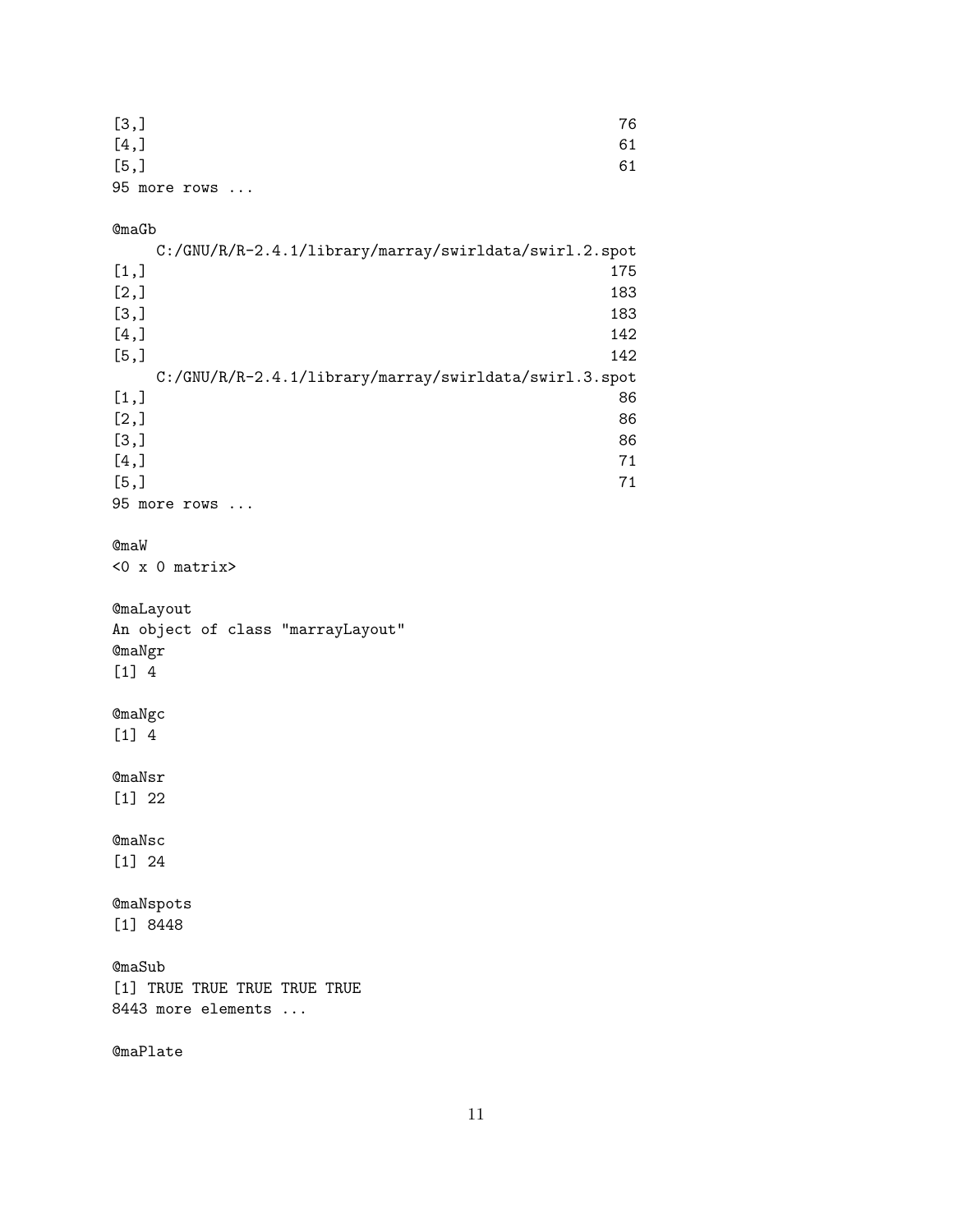```
[3,]                                                    76
[4,]                                                    61
[5,]                                                    61
95 more rows ...

@maGb
    C:/GNU/R/R-2.4.1/library/marray/swirldata/swirl.2.spot
[1,]                                                   175
[2,]                                                   183
[3,]                                                   183
[4,]                                                   142
[5,]                                                   142
    C:/GNU/R/R-2.4.1/library/marray/swirldata/swirl.3.spot
[1,]                                                    86
[2,]                                                    86
[3,]                                                    86
[4,]                                                    71
[5,]                                                    71
95 more rows ...

@maW
<0 x 0 matrix>

@maLayout
An object of class "marrayLayout"
@maNgr
[1] 4

@maNgc
[1] 4

@maNsr
[1] 22

@maNsc
[1] 24

@maNspots
[1] 8448

@maSub
[1] TRUE TRUE TRUE TRUE TRUE
8443 more elements ...

@maPlate
```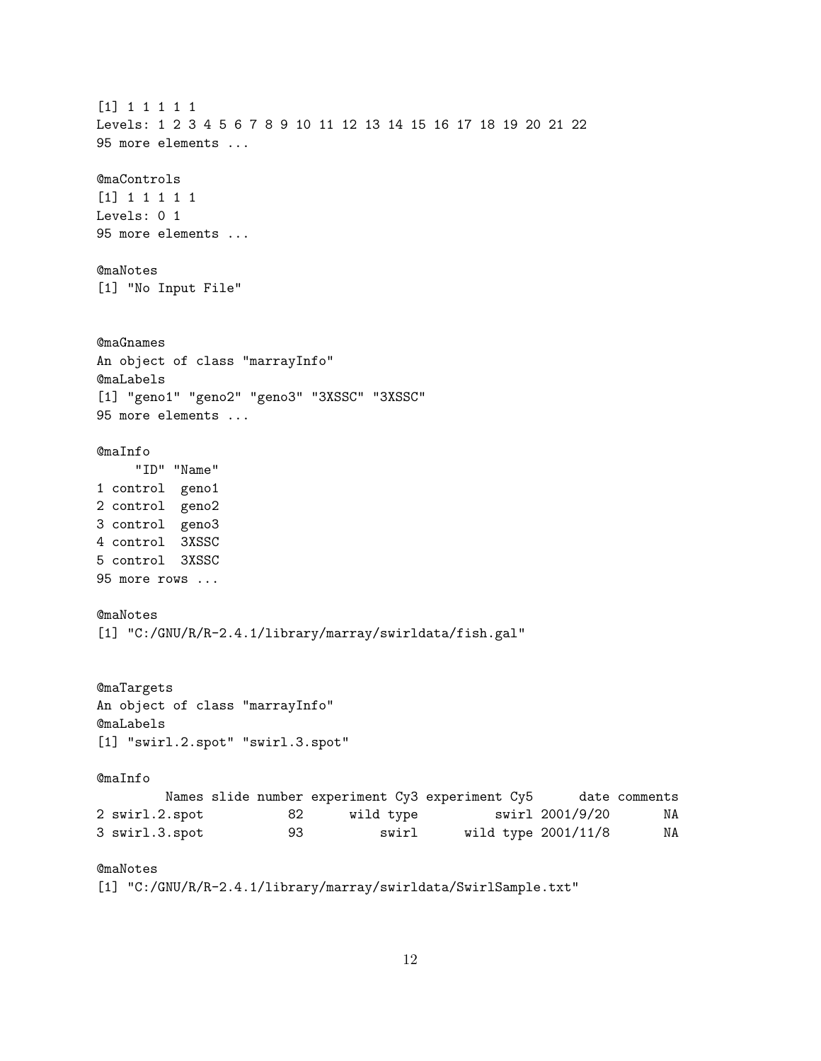```
[1] 1 1 1 1 1
Levels: 1 2 3 4 5 6 7 8 9 10 11 12 13 14 15 16 17 18 19 20 21 22
95 more elements ...

@maControls
[1] 1 1 1 1 1
Levels: 0 1
95 more elements ...

@maNotes
[1] "No Input File"


@maGnames
An object of class "marrayInfo"
@maLabels
[1] "geno1" "geno2" "geno3" "3XSSC" "3XSSC"
95 more elements ...

@maInfo
     "ID" "Name"
1 control  geno1
2 control  geno2
3 control  geno3
4 control  3XSSC
5 control  3XSSC
95 more rows ...

@maNotes
[1] "C:/GNU/R/R-2.4.1/library/marray/swirldata/fish.gal"


@maTargets
An object of class "marrayInfo"
@maLabels
[1] "swirl.2.spot" "swirl.3.spot"

@maInfo
         Names slide number experiment Cy3 experiment Cy5      date comments
2 swirl.2.spot           82      wild type          swirl 2001/9/20       NA
3 swirl.3.spot           93          swirl      wild type 2001/11/8       NA

@maNotes
[1] "C:/GNU/R/R-2.4.1/library/marray/swirldata/SwirlSample.txt"
```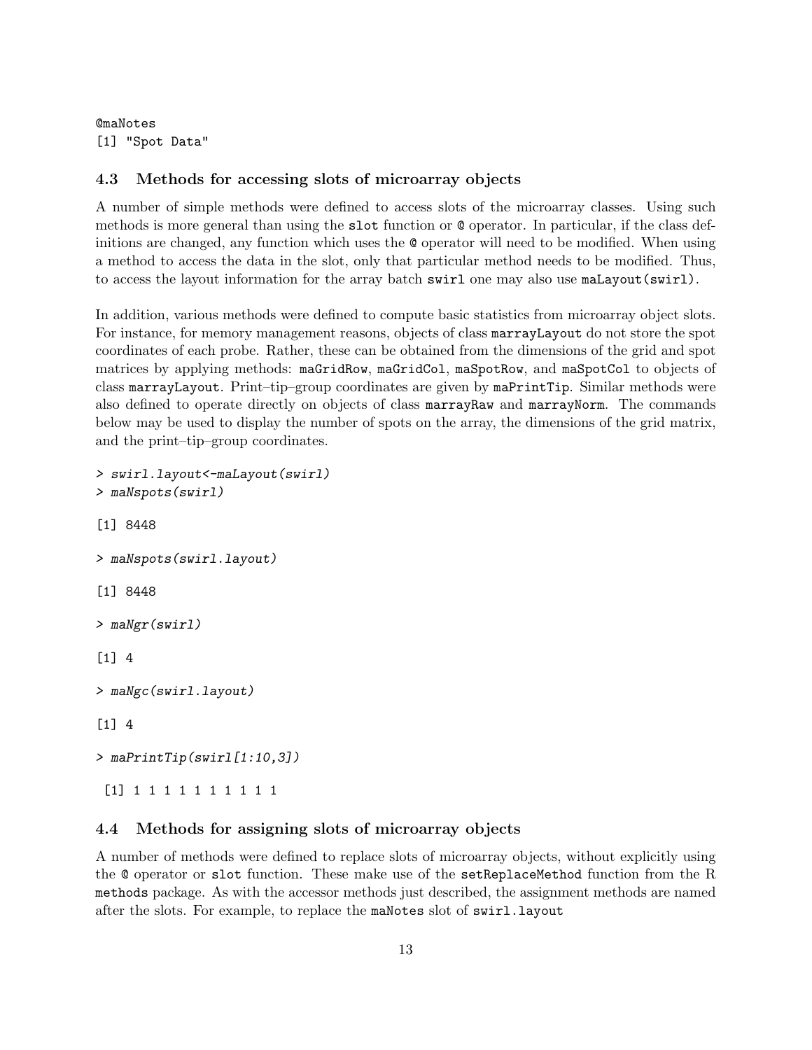```
@maNotes
[1] "Spot Data"
```

### 4.3 Methods for accessing slots of microarray objects

A number of simple methods were defined to access slots of the microarray classes. Using such methods is more general than using the `slot` function or `@` operator. In particular, if the class definitions are changed, any function which uses the `@` operator will need to be modified. When using a method to access the data in the slot, only that particular method needs to be modified. Thus, to access the layout information for the array batch `swirl` one may also use `maLayout(swirl)`.

In addition, various methods were defined to compute basic statistics from microarray object slots. For instance, for memory management reasons, objects of class `marrayLayout` do not store the spot coordinates of each probe. Rather, these can be obtained from the dimensions of the grid and spot matrices by applying methods: `maGridRow`, `maGridCol`, `maSpotRow`, and `maSpotCol` to objects of class `marrayLayout`. Print–tip–group coordinates are given by `maPrintTip`. Similar methods were also defined to operate directly on objects of class `marrayRaw` and `marrayNorm`. The commands below may be used to display the number of spots on the array, the dimensions of the grid matrix, and the print–tip–group coordinates.

```
> swirl.layout<-maLayout(swirl)
> maNspots(swirl)

[1] 8448

> maNspots(swirl.layout)

[1] 8448

> maNgr(swirl)

[1] 4

> maNgc(swirl.layout)

[1] 4

> maPrintTip(swirl[1:10,3])

 [1] 1 1 1 1 1 1 1 1 1 1
```

### 4.4 Methods for assigning slots of microarray objects

A number of methods were defined to replace slots of microarray objects, without explicitly using the `@` operator or `slot` function. These make use of the `setReplaceMethod` function from the R `methods` package. As with the accessor methods just described, the assignment methods are named after the slots. For example, to replace the `maNotes` slot of `swirl.layout`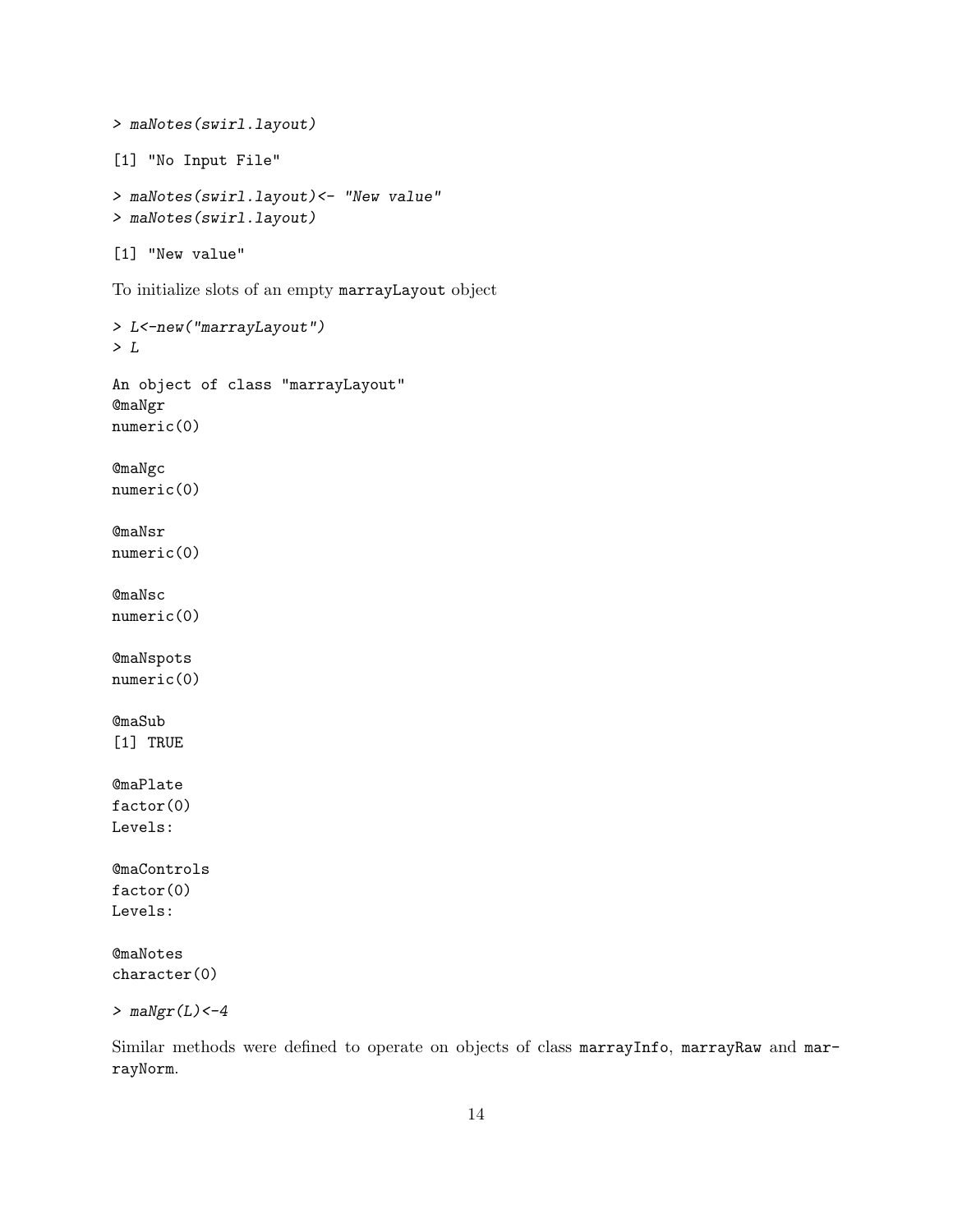```
> maNotes(swirl.layout)
```

```
[1] "No Input File"
```

```
> maNotes(swirl.layout)<- "New value"
> maNotes(swirl.layout)
```

```
[1] "New value"
```

To initialize slots of an empty `marrayLayout` object

```
> L<-new("marrayLayout")
> L
```

```
An object of class "marrayLayout"
@maNgr
numeric(0)

@maNgc
numeric(0)

@maNsr
numeric(0)

@maNsc
numeric(0)

@maNspots
numeric(0)

@maSub
[1] TRUE

@maPlate
factor(0)
Levels:

@maControls
factor(0)
Levels:

@maNotes
character(0)
```

```
> maNgr(L)<-4
```

Similar methods were defined to operate on objects of class `marrayInfo`, `marrayRaw` and `marrayNorm`.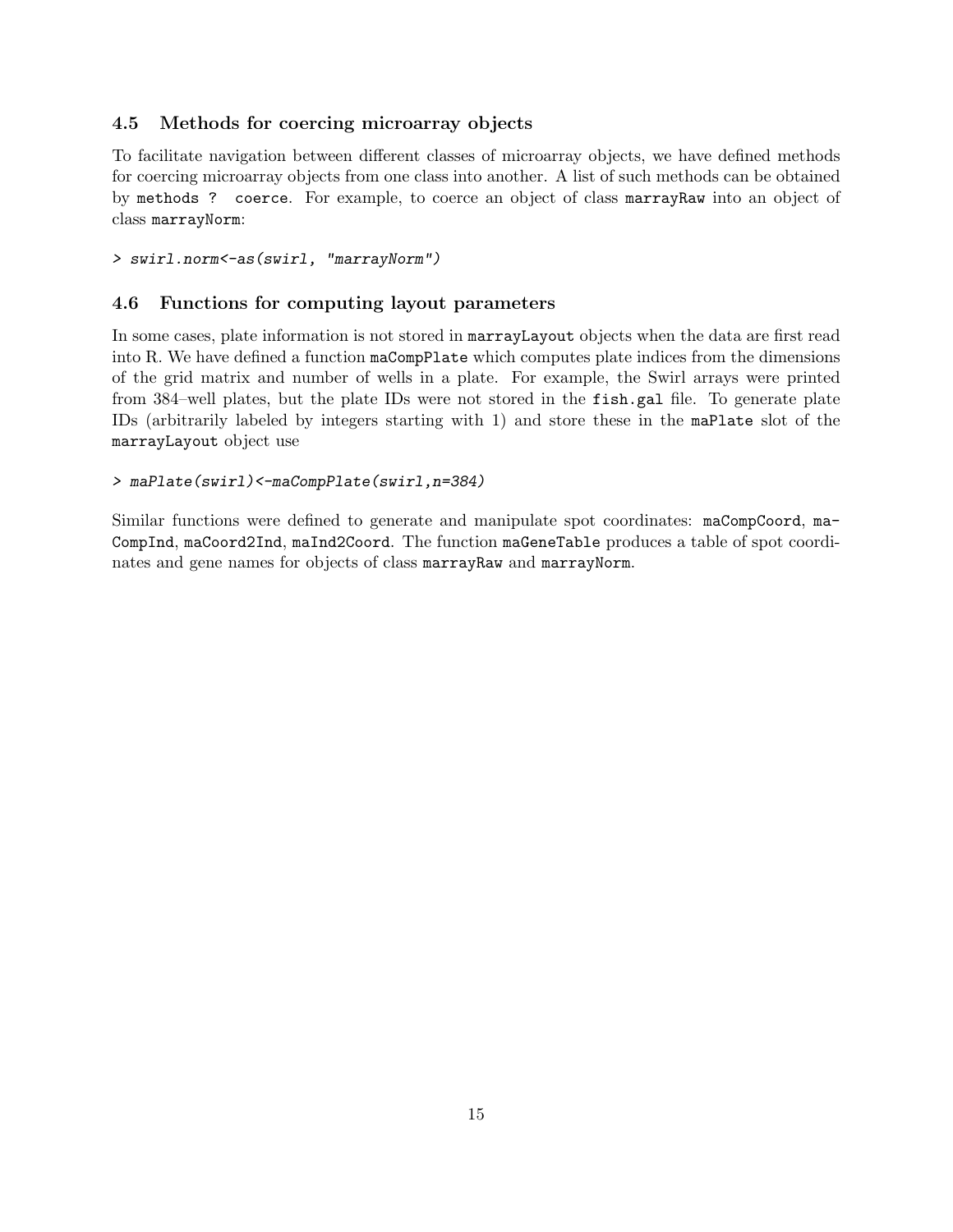### 4.5 Methods for coercing microarray objects

To facilitate navigation between different classes of microarray objects, we have defined methods for coercing microarray objects from one class into another. A list of such methods can be obtained by `methods ? coerce`. For example, to coerce an object of class `marrayRaw` into an object of class `marrayNorm`:

```
> swirl.norm<-as(swirl, "marrayNorm")
```

### 4.6 Functions for computing layout parameters

In some cases, plate information is not stored in `marrayLayout` objects when the data are first read into R. We have defined a function `maCompPlate` which computes plate indices from the dimensions of the grid matrix and number of wells in a plate. For example, the Swirl arrays were printed from 384–well plates, but the plate IDs were not stored in the `fish.gal` file. To generate plate IDs (arbitrarily labeled by integers starting with 1) and store these in the `maPlate` slot of the `marrayLayout` object use

```
> maPlate(swirl)<-maCompPlate(swirl,n=384)
```

Similar functions were defined to generate and manipulate spot coordinates: `maCompCoord`, `maCompInd`, `maCoord2Ind`, `maInd2Coord`. The function `maGeneTable` produces a table of spot coordinates and gene names for objects of class `marrayRaw` and `marrayNorm`.